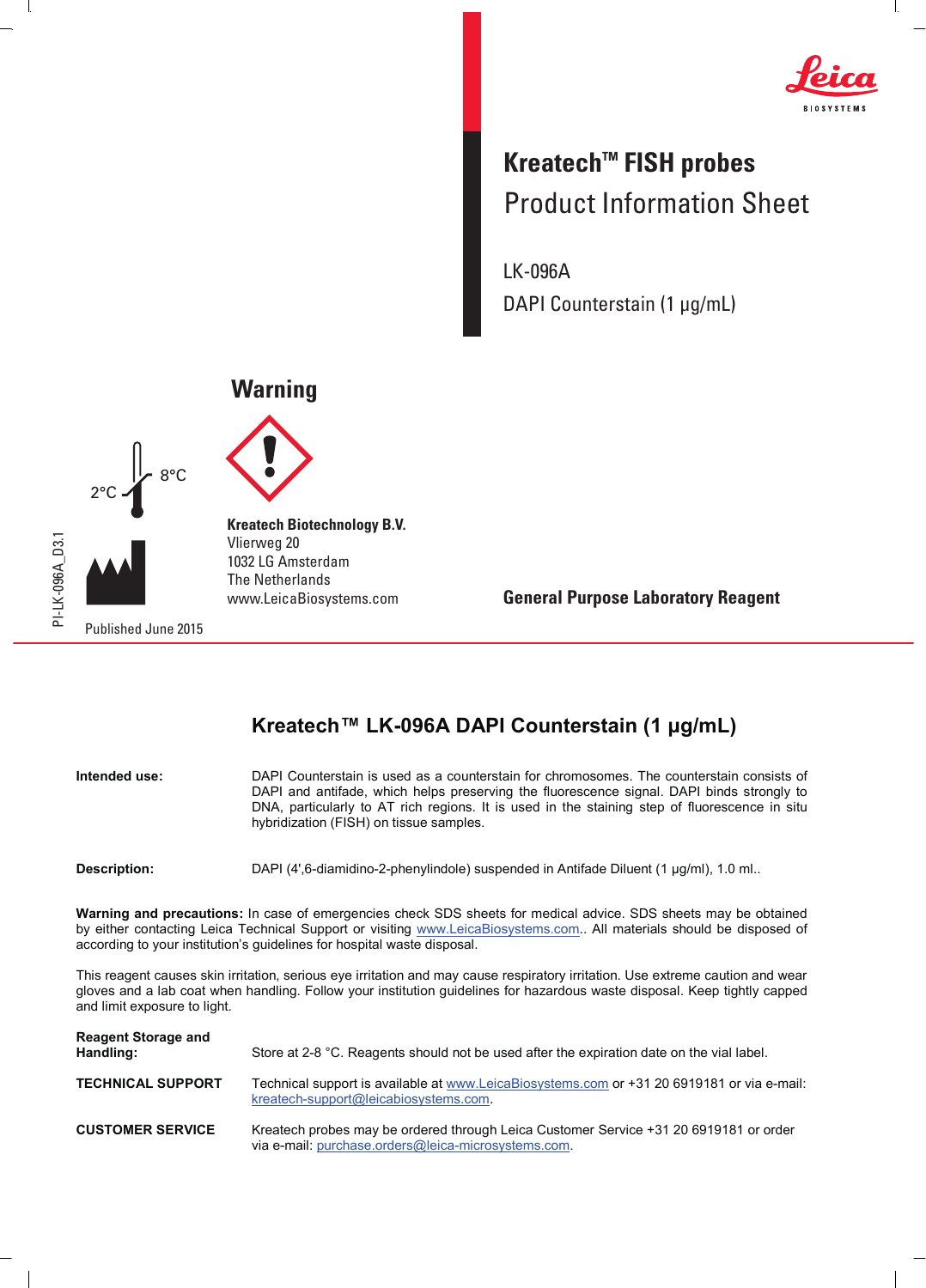Leica BIOSYSTEMS

# Kreatech™ FISH probes

## Product Information Sheet

LK-096A

DAPI Counterstain (1 µg/mL)

**Warning**

2°C 8°C

**Kreatech Biotechnology B.V.**
Vlierweg 20
1032 LG Amsterdam
The Netherlands
www.LeicaBiosystems.com

**General Purpose Laboratory Reagent**

PI-LK-096A_D3.1

Published June 2015

## Kreatech™ LK-096A DAPI Counterstain (1 µg/mL)

**Intended use:** DAPI Counterstain is used as a counterstain for chromosomes. The counterstain consists of DAPI and antifade, which helps preserving the fluorescence signal. DAPI binds strongly to DNA, particularly to AT rich regions. It is used in the staining step of fluorescence in situ hybridization (FISH) on tissue samples.

**Description:** DAPI (4',6-diamidino-2-phenylindole) suspended in Antifade Diluent (1 µg/ml), 1.0 ml..

**Warning and precautions:** In case of emergencies check SDS sheets for medical advice. SDS sheets may be obtained by either contacting Leica Technical Support or visiting www.LeicaBiosystems.com.. All materials should be disposed of according to your institution's guidelines for hospital waste disposal.

This reagent causes skin irritation, serious eye irritation and may cause respiratory irritation. Use extreme caution and wear gloves and a lab coat when handling. Follow your institution guidelines for hazardous waste disposal. Keep tightly capped and limit exposure to light.

**Reagent Storage and Handling:** Store at 2-8 °C. Reagents should not be used after the expiration date on the vial label.

**TECHNICAL SUPPORT** Technical support is available at www.LeicaBiosystems.com or +31 20 6919181 or via e-mail: kreatech-support@leicabiosystems.com.

**CUSTOMER SERVICE** Kreatech probes may be ordered through Leica Customer Service +31 20 6919181 or order via e-mail: purchase.orders@leica-microsystems.com.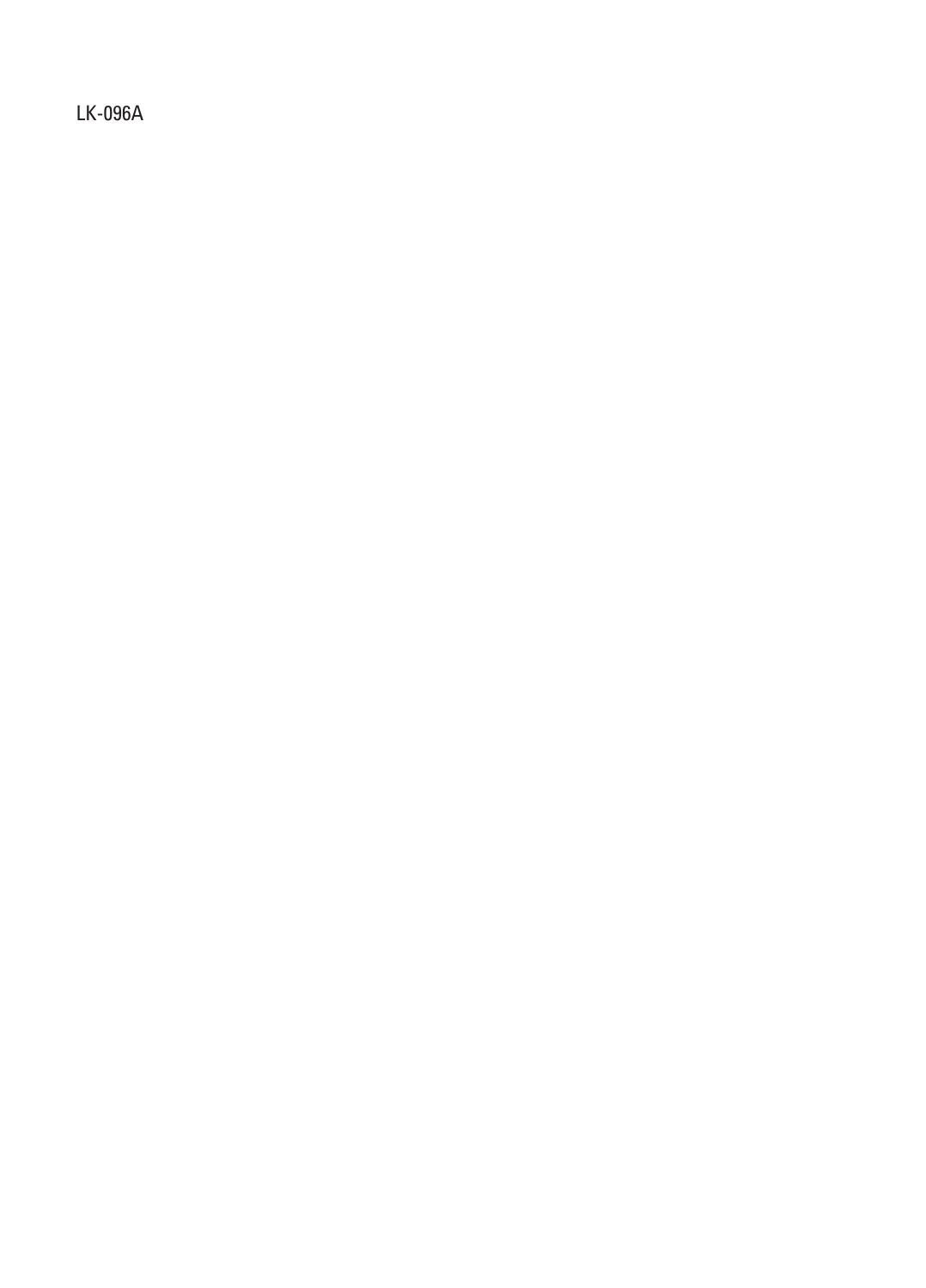LK-096A